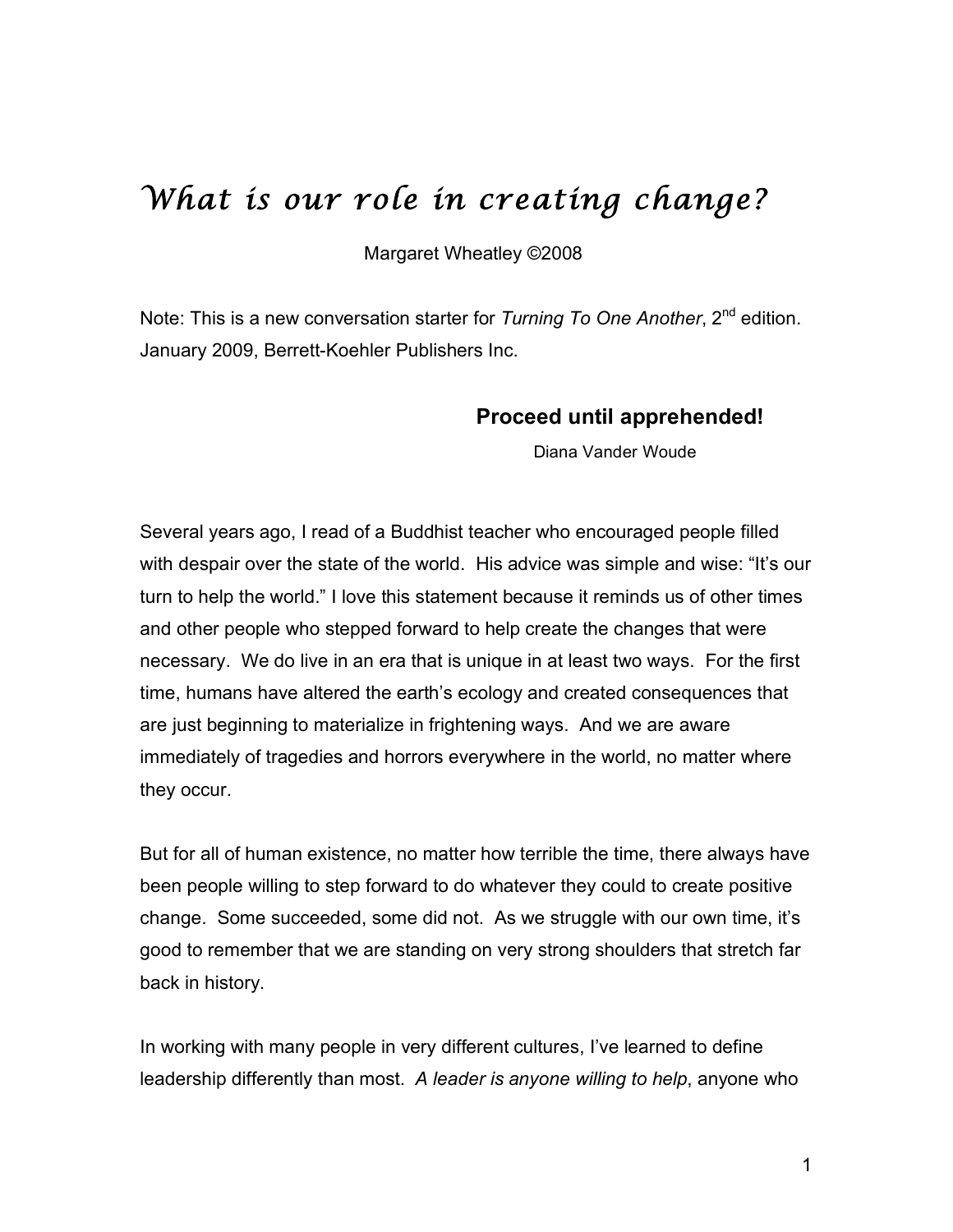# *What is our role in creating change?*

Margaret Wheatley ©2008

Note: This is a new conversation starter for *Turning To One Another*, 2nd edition. January 2009, Berrett-Koehler Publishers Inc.

**Proceed until apprehended!**

Diana Vander Woude

Several years ago, I read of a Buddhist teacher who encouraged people filled with despair over the state of the world. His advice was simple and wise: "It's our turn to help the world." I love this statement because it reminds us of other times and other people who stepped forward to help create the changes that were necessary. We do live in an era that is unique in at least two ways. For the first time, humans have altered the earth's ecology and created consequences that are just beginning to materialize in frightening ways. And we are aware immediately of tragedies and horrors everywhere in the world, no matter where they occur.

But for all of human existence, no matter how terrible the time, there always have been people willing to step forward to do whatever they could to create positive change. Some succeeded, some did not. As we struggle with our own time, it's good to remember that we are standing on very strong shoulders that stretch far back in history.

In working with many people in very different cultures, I've learned to define leadership differently than most. *A leader is anyone willing to help*, anyone who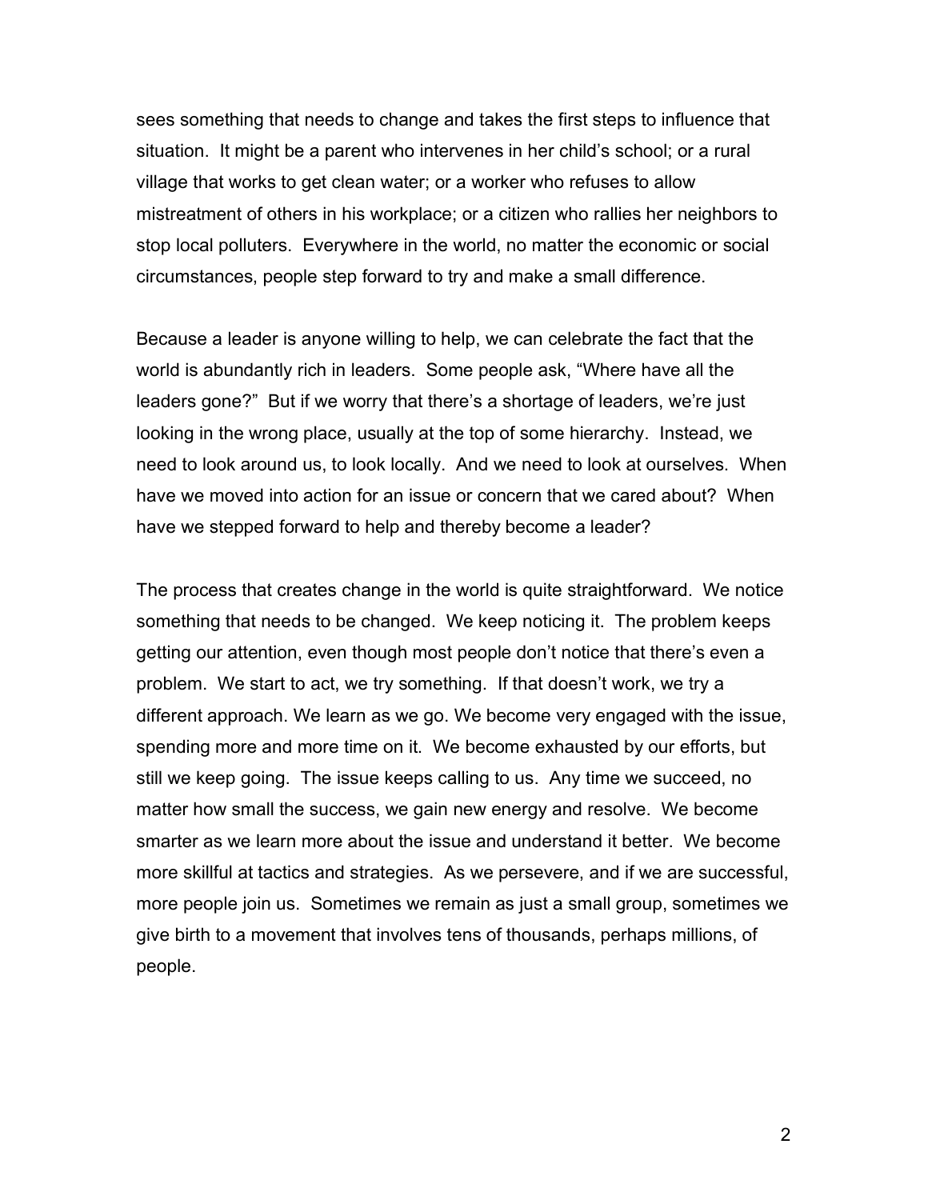sees something that needs to change and takes the first steps to influence that situation. It might be a parent who intervenes in her child's school; or a rural village that works to get clean water; or a worker who refuses to allow mistreatment of others in his workplace; or a citizen who rallies her neighbors to stop local polluters. Everywhere in the world, no matter the economic or social circumstances, people step forward to try and make a small difference.

Because a leader is anyone willing to help, we can celebrate the fact that the world is abundantly rich in leaders. Some people ask, "Where have all the leaders gone?" But if we worry that there's a shortage of leaders, we're just looking in the wrong place, usually at the top of some hierarchy. Instead, we need to look around us, to look locally. And we need to look at ourselves. When have we moved into action for an issue or concern that we cared about? When have we stepped forward to help and thereby become a leader?

The process that creates change in the world is quite straightforward. We notice something that needs to be changed. We keep noticing it. The problem keeps getting our attention, even though most people don't notice that there's even a problem. We start to act, we try something. If that doesn't work, we try a different approach. We learn as we go. We become very engaged with the issue, spending more and more time on it. We become exhausted by our efforts, but still we keep going. The issue keeps calling to us. Any time we succeed, no matter how small the success, we gain new energy and resolve. We become smarter as we learn more about the issue and understand it better. We become more skillful at tactics and strategies. As we persevere, and if we are successful, more people join us. Sometimes we remain as just a small group, sometimes we give birth to a movement that involves tens of thousands, perhaps millions, of people.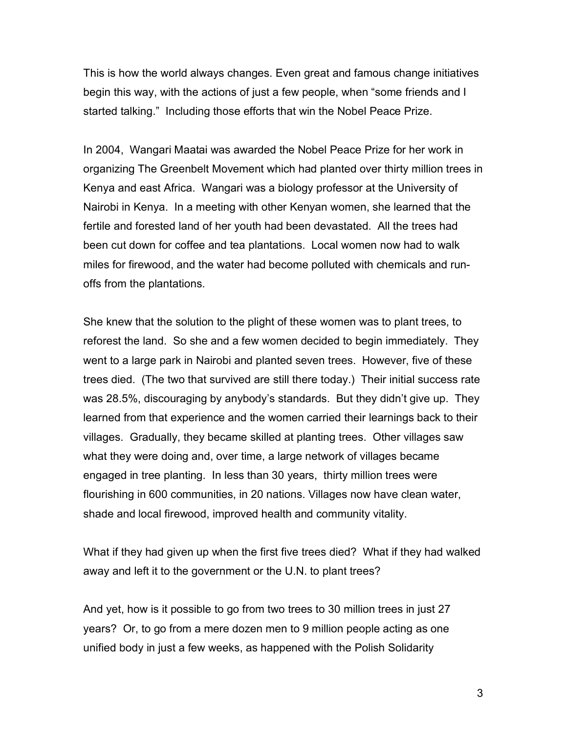This is how the world always changes. Even great and famous change initiatives begin this way, with the actions of just a few people, when "some friends and I started talking." Including those efforts that win the Nobel Peace Prize.

In 2004, Wangari Maatai was awarded the Nobel Peace Prize for her work in organizing The Greenbelt Movement which had planted over thirty million trees in Kenya and east Africa. Wangari was a biology professor at the University of Nairobi in Kenya. In a meeting with other Kenyan women, she learned that the fertile and forested land of her youth had been devastated. All the trees had been cut down for coffee and tea plantations. Local women now had to walk miles for firewood, and the water had become polluted with chemicals and run-offs from the plantations.

She knew that the solution to the plight of these women was to plant trees, to reforest the land. So she and a few women decided to begin immediately. They went to a large park in Nairobi and planted seven trees. However, five of these trees died. (The two that survived are still there today.) Their initial success rate was 28.5%, discouraging by anybody's standards. But they didn't give up. They learned from that experience and the women carried their learnings back to their villages. Gradually, they became skilled at planting trees. Other villages saw what they were doing and, over time, a large network of villages became engaged in tree planting. In less than 30 years, thirty million trees were flourishing in 600 communities, in 20 nations. Villages now have clean water, shade and local firewood, improved health and community vitality.

What if they had given up when the first five trees died? What if they had walked away and left it to the government or the U.N. to plant trees?

And yet, how is it possible to go from two trees to 30 million trees in just 27 years? Or, to go from a mere dozen men to 9 million people acting as one unified body in just a few weeks, as happened with the Polish Solidarity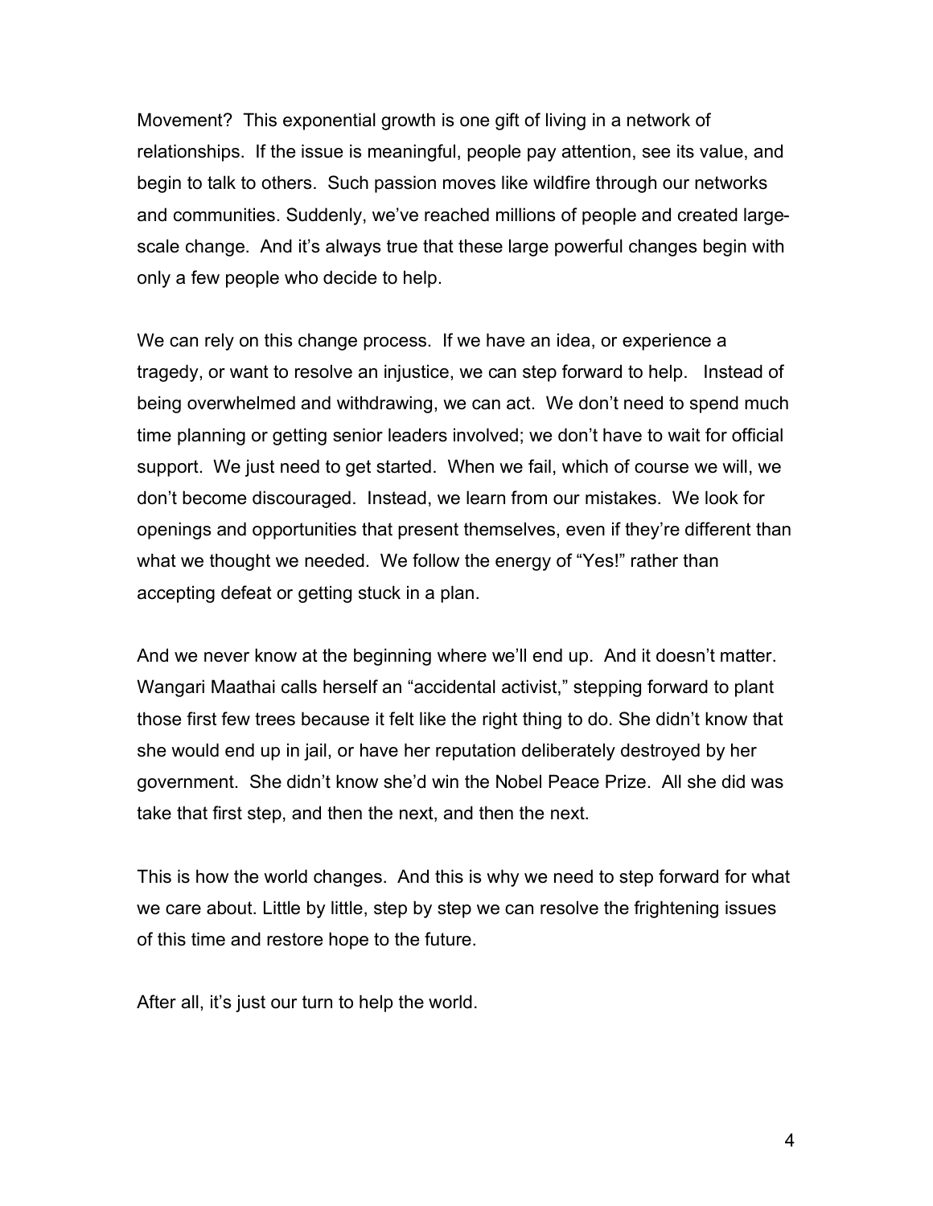Movement? This exponential growth is one gift of living in a network of relationships. If the issue is meaningful, people pay attention, see its value, and begin to talk to others. Such passion moves like wildfire through our networks and communities. Suddenly, we've reached millions of people and created large-scale change. And it's always true that these large powerful changes begin with only a few people who decide to help.

We can rely on this change process. If we have an idea, or experience a tragedy, or want to resolve an injustice, we can step forward to help. Instead of being overwhelmed and withdrawing, we can act. We don't need to spend much time planning or getting senior leaders involved; we don't have to wait for official support. We just need to get started. When we fail, which of course we will, we don't become discouraged. Instead, we learn from our mistakes. We look for openings and opportunities that present themselves, even if they're different than what we thought we needed. We follow the energy of "Yes!" rather than accepting defeat or getting stuck in a plan.

And we never know at the beginning where we'll end up. And it doesn't matter. Wangari Maathai calls herself an "accidental activist," stepping forward to plant those first few trees because it felt like the right thing to do. She didn't know that she would end up in jail, or have her reputation deliberately destroyed by her government. She didn't know she'd win the Nobel Peace Prize. All she did was take that first step, and then the next, and then the next.

This is how the world changes. And this is why we need to step forward for what we care about. Little by little, step by step we can resolve the frightening issues of this time and restore hope to the future.

After all, it's just our turn to help the world.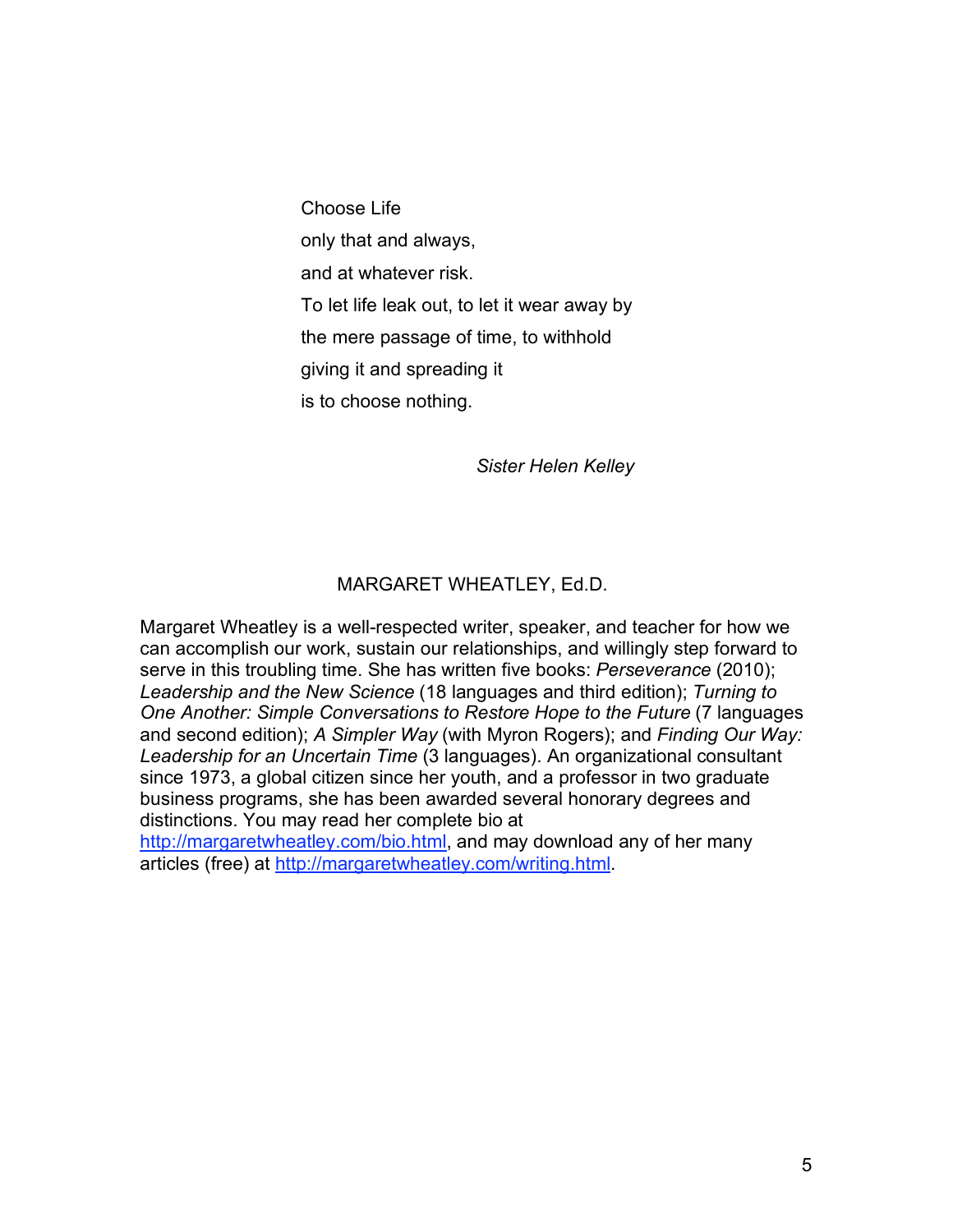Choose Life  
only that and always,  
and at whatever risk.  
To let life leak out, to let it wear away by  
the mere passage of time, to withhold  
giving it and spreading it  
is to choose nothing.

*Sister Helen Kelley*

MARGARET WHEATLEY, Ed.D.

Margaret Wheatley is a well-respected writer, speaker, and teacher for how we can accomplish our work, sustain our relationships, and willingly step forward to serve in this troubling time. She has written five books: *Perseverance* (2010); *Leadership and the New Science* (18 languages and third edition); *Turning to One Another: Simple Conversations to Restore Hope to the Future* (7 languages and second edition); *A Simpler Way* (with Myron Rogers); and *Finding Our Way: Leadership for an Uncertain Time* (3 languages). An organizational consultant since 1973, a global citizen since her youth, and a professor in two graduate business programs, she has been awarded several honorary degrees and distinctions. You may read her complete bio at http://margaretwheatley.com/bio.html, and may download any of her many articles (free) at http://margaretwheatley.com/writing.html.